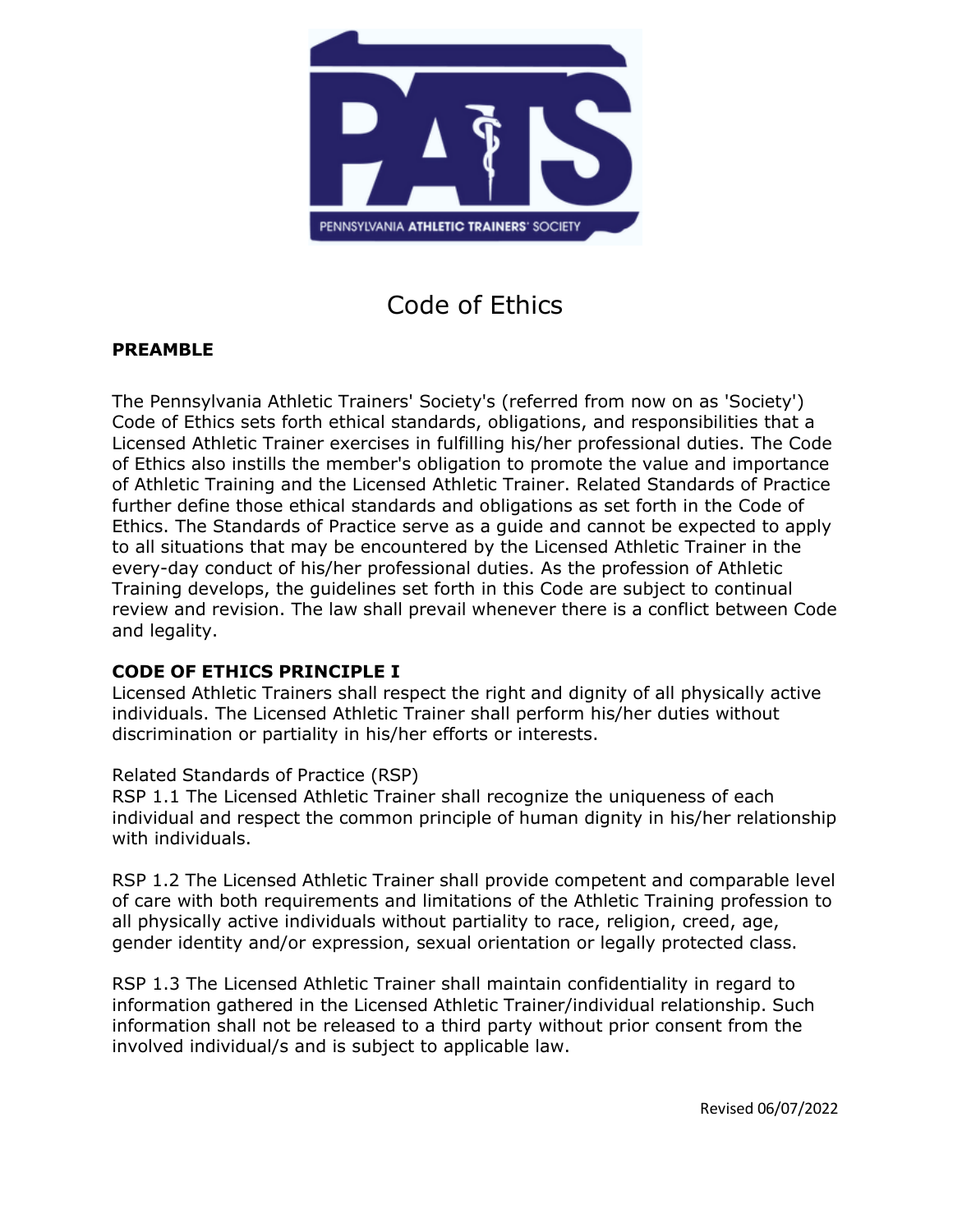PENNSYLVANIA ATHLETIC TRAINERS' SOCIETY

# Code of Ethics

## PREAMBLE

The Pennsylvania Athletic Trainers' Society's (referred from now on as 'Society') Code of Ethics sets forth ethical standards, obligations, and responsibilities that a Licensed Athletic Trainer exercises in fulfilling his/her professional duties. The Code of Ethics also instills the member's obligation to promote the value and importance of Athletic Training and the Licensed Athletic Trainer. Related Standards of Practice further define those ethical standards and obligations as set forth in the Code of Ethics. The Standards of Practice serve as a guide and cannot be expected to apply to all situations that may be encountered by the Licensed Athletic Trainer in the every-day conduct of his/her professional duties. As the profession of Athletic Training develops, the guidelines set forth in this Code are subject to continual review and revision. The law shall prevail whenever there is a conflict between Code and legality.

## CODE OF ETHICS PRINCIPLE I

Licensed Athletic Trainers shall respect the right and dignity of all physically active individuals. The Licensed Athletic Trainer shall perform his/her duties without discrimination or partiality in his/her efforts or interests.

Related Standards of Practice (RSP)

RSP 1.1 The Licensed Athletic Trainer shall recognize the uniqueness of each individual and respect the common principle of human dignity in his/her relationship with individuals.

RSP 1.2 The Licensed Athletic Trainer shall provide competent and comparable level of care with both requirements and limitations of the Athletic Training profession to all physically active individuals without partiality to race, religion, creed, age, gender identity and/or expression, sexual orientation or legally protected class.

RSP 1.3 The Licensed Athletic Trainer shall maintain confidentiality in regard to information gathered in the Licensed Athletic Trainer/individual relationship. Such information shall not be released to a third party without prior consent from the involved individual/s and is subject to applicable law.

Revised 06/07/2022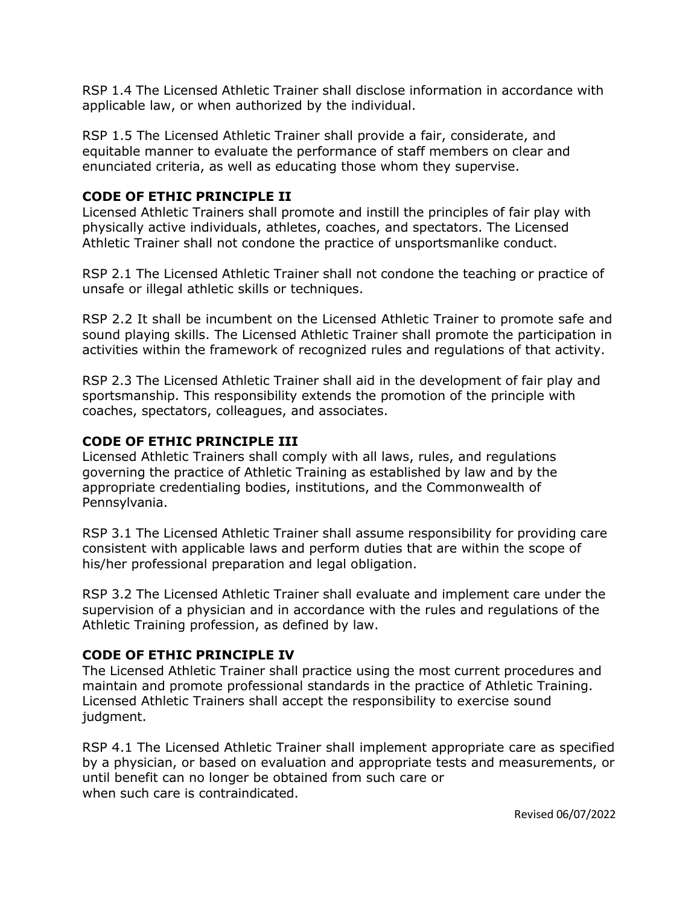RSP 1.4 The Licensed Athletic Trainer shall disclose information in accordance with applicable law, or when authorized by the individual.

RSP 1.5 The Licensed Athletic Trainer shall provide a fair, considerate, and equitable manner to evaluate the performance of staff members on clear and enunciated criteria, as well as educating those whom they supervise.

**CODE OF ETHIC PRINCIPLE II**

Licensed Athletic Trainers shall promote and instill the principles of fair play with physically active individuals, athletes, coaches, and spectators. The Licensed Athletic Trainer shall not condone the practice of unsportsmanlike conduct.

RSP 2.1 The Licensed Athletic Trainer shall not condone the teaching or practice of unsafe or illegal athletic skills or techniques.

RSP 2.2 It shall be incumbent on the Licensed Athletic Trainer to promote safe and sound playing skills. The Licensed Athletic Trainer shall promote the participation in activities within the framework of recognized rules and regulations of that activity.

RSP 2.3 The Licensed Athletic Trainer shall aid in the development of fair play and sportsmanship. This responsibility extends the promotion of the principle with coaches, spectators, colleagues, and associates.

**CODE OF ETHIC PRINCIPLE III**

Licensed Athletic Trainers shall comply with all laws, rules, and regulations governing the practice of Athletic Training as established by law and by the appropriate credentialing bodies, institutions, and the Commonwealth of Pennsylvania.

RSP 3.1 The Licensed Athletic Trainer shall assume responsibility for providing care consistent with applicable laws and perform duties that are within the scope of his/her professional preparation and legal obligation.

RSP 3.2 The Licensed Athletic Trainer shall evaluate and implement care under the supervision of a physician and in accordance with the rules and regulations of the Athletic Training profession, as defined by law.

**CODE OF ETHIC PRINCIPLE IV**

The Licensed Athletic Trainer shall practice using the most current procedures and maintain and promote professional standards in the practice of Athletic Training. Licensed Athletic Trainers shall accept the responsibility to exercise sound judgment.

RSP 4.1 The Licensed Athletic Trainer shall implement appropriate care as specified by a physician, or based on evaluation and appropriate tests and measurements, or until benefit can no longer be obtained from such care or when such care is contraindicated.

Revised 06/07/2022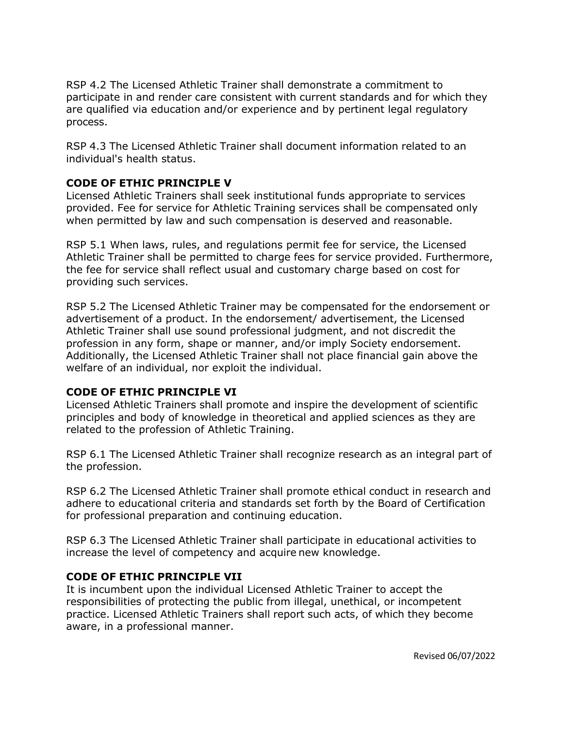RSP 4.2 The Licensed Athletic Trainer shall demonstrate a commitment to participate in and render care consistent with current standards and for which they are qualified via education and/or experience and by pertinent legal regulatory process.

RSP 4.3 The Licensed Athletic Trainer shall document information related to an individual's health status.

**CODE OF ETHIC PRINCIPLE V**

Licensed Athletic Trainers shall seek institutional funds appropriate to services provided. Fee for service for Athletic Training services shall be compensated only when permitted by law and such compensation is deserved and reasonable.

RSP 5.1 When laws, rules, and regulations permit fee for service, the Licensed Athletic Trainer shall be permitted to charge fees for service provided. Furthermore, the fee for service shall reflect usual and customary charge based on cost for providing such services.

RSP 5.2 The Licensed Athletic Trainer may be compensated for the endorsement or advertisement of a product. In the endorsement/ advertisement, the Licensed Athletic Trainer shall use sound professional judgment, and not discredit the profession in any form, shape or manner, and/or imply Society endorsement. Additionally, the Licensed Athletic Trainer shall not place financial gain above the welfare of an individual, nor exploit the individual.

**CODE OF ETHIC PRINCIPLE VI**

Licensed Athletic Trainers shall promote and inspire the development of scientific principles and body of knowledge in theoretical and applied sciences as they are related to the profession of Athletic Training.

RSP 6.1 The Licensed Athletic Trainer shall recognize research as an integral part of the profession.

RSP 6.2 The Licensed Athletic Trainer shall promote ethical conduct in research and adhere to educational criteria and standards set forth by the Board of Certification for professional preparation and continuing education.

RSP 6.3 The Licensed Athletic Trainer shall participate in educational activities to increase the level of competency and acquire new knowledge.

**CODE OF ETHIC PRINCIPLE VII**

It is incumbent upon the individual Licensed Athletic Trainer to accept the responsibilities of protecting the public from illegal, unethical, or incompetent practice. Licensed Athletic Trainers shall report such acts, of which they become aware, in a professional manner.

Revised 06/07/2022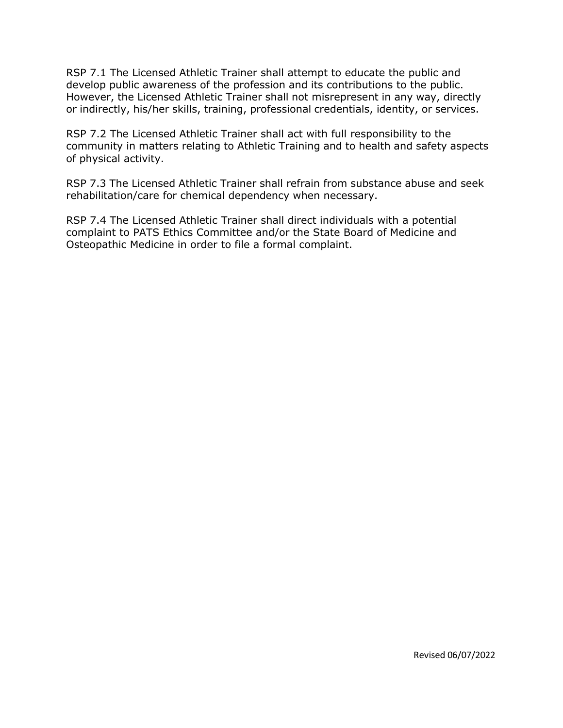RSP 7.1 The Licensed Athletic Trainer shall attempt to educate the public and develop public awareness of the profession and its contributions to the public. However, the Licensed Athletic Trainer shall not misrepresent in any way, directly or indirectly, his/her skills, training, professional credentials, identity, or services.

RSP 7.2 The Licensed Athletic Trainer shall act with full responsibility to the community in matters relating to Athletic Training and to health and safety aspects of physical activity.

RSP 7.3 The Licensed Athletic Trainer shall refrain from substance abuse and seek rehabilitation/care for chemical dependency when necessary.

RSP 7.4 The Licensed Athletic Trainer shall direct individuals with a potential complaint to PATS Ethics Committee and/or the State Board of Medicine and Osteopathic Medicine in order to file a formal complaint.

Revised 06/07/2022